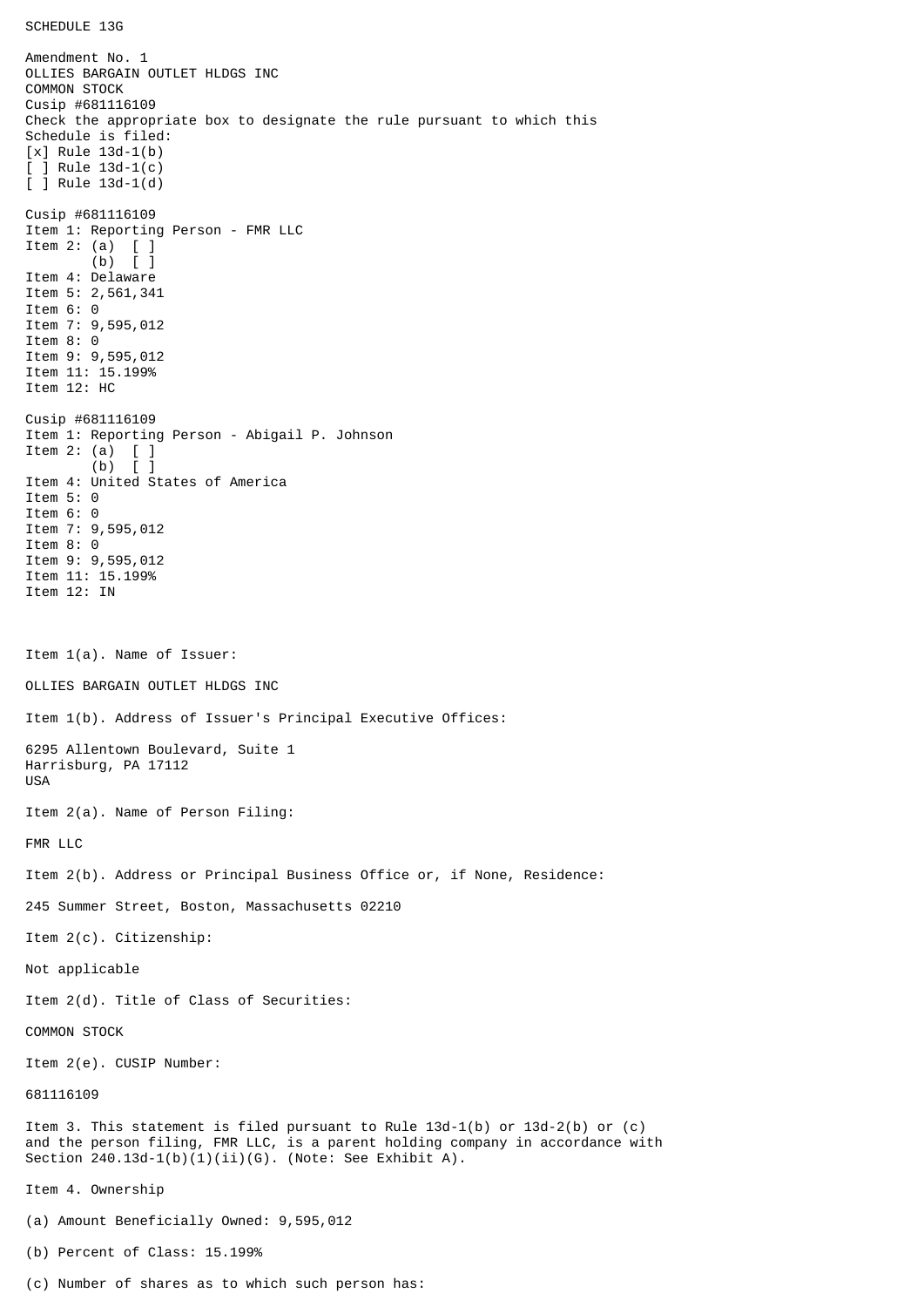SCHEDULE 13G

Amendment No. 1
OLLIES BARGAIN OUTLET HLDGS INC
COMMON STOCK
Cusip #681116109
Check the appropriate box to designate the rule pursuant to which this Schedule is filed:
[x] Rule 13d-1(b)
[ ] Rule 13d-1(c)
[ ] Rule 13d-1(d)

Cusip #681116109
Item 1: Reporting Person - FMR LLC
Item 2: (a) [ ]
(b) [ ]
Item 4: Delaware
Item 5: 2,561,341
Item 6: 0
Item 7: 9,595,012
Item 8: 0
Item 9: 9,595,012
Item 11: 15.199%
Item 12: HC

Cusip #681116109
Item 1: Reporting Person - Abigail P. Johnson
Item 2: (a) [ ]
(b) [ ]
Item 4: United States of America
Item 5: 0
Item 6: 0
Item 7: 9,595,012
Item 8: 0
Item 9: 9,595,012
Item 11: 15.199%
Item 12: IN

Item 1(a). Name of Issuer:

OLLIES BARGAIN OUTLET HLDGS INC

Item 1(b). Address of Issuer's Principal Executive Offices:

6295 Allentown Boulevard, Suite 1
Harrisburg, PA 17112
USA

Item 2(a). Name of Person Filing:

FMR LLC

Item 2(b). Address or Principal Business Office or, if None, Residence:

245 Summer Street, Boston, Massachusetts 02210

Item 2(c). Citizenship:

Not applicable

Item 2(d). Title of Class of Securities:

COMMON STOCK

Item 2(e). CUSIP Number:

681116109

Item 3. This statement is filed pursuant to Rule 13d-1(b) or 13d-2(b) or (c) and the person filing, FMR LLC, is a parent holding company in accordance with Section 240.13d-1(b)(1)(ii)(G). (Note: See Exhibit A).

Item 4. Ownership

(a) Amount Beneficially Owned: 9,595,012

(b) Percent of Class: 15.199%

(c) Number of shares as to which such person has: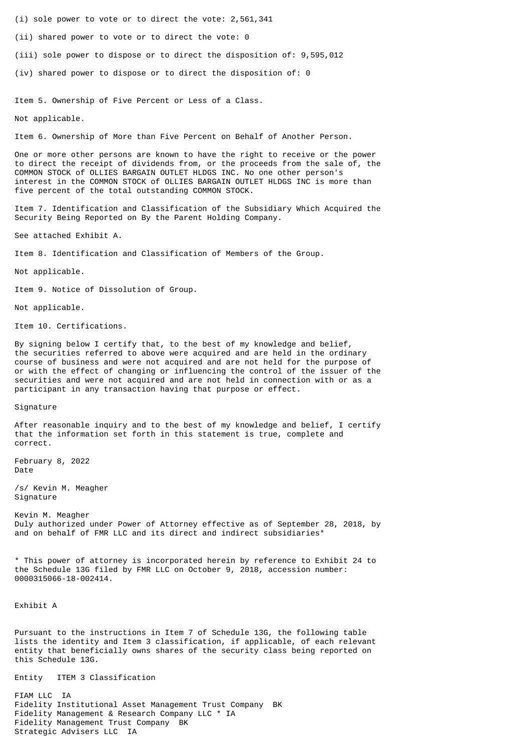(i) sole power to vote or to direct the vote: 2,561,341

(ii) shared power to vote or to direct the vote: 0

(iii) sole power to dispose or to direct the disposition of: 9,595,012

(iv) shared power to dispose or to direct the disposition of: 0

Item 5. Ownership of Five Percent or Less of a Class.

Not applicable.

Item 6. Ownership of More than Five Percent on Behalf of Another Person.

One or more other persons are known to have the right to receive or the power to direct the receipt of dividends from, or the proceeds from the sale of, the COMMON STOCK of OLLIES BARGAIN OUTLET HLDGS INC. No one other person's interest in the COMMON STOCK of OLLIES BARGAIN OUTLET HLDGS INC is more than five percent of the total outstanding COMMON STOCK.

Item 7. Identification and Classification of the Subsidiary Which Acquired the Security Being Reported on By the Parent Holding Company.

See attached Exhibit A.

Item 8. Identification and Classification of Members of the Group.

Not applicable.

Item 9. Notice of Dissolution of Group.

Not applicable.

Item 10. Certifications.

By signing below I certify that, to the best of my knowledge and belief, the securities referred to above were acquired and are held in the ordinary course of business and were not acquired and are not held for the purpose of or with the effect of changing or influencing the control of the issuer of the securities and were not acquired and are not held in connection with or as a participant in any transaction having that purpose or effect.

Signature

After reasonable inquiry and to the best of my knowledge and belief, I certify that the information set forth in this statement is true, complete and correct.

February 8, 2022
Date

/s/ Kevin M. Meagher
Signature

Kevin M. Meagher
Duly authorized under Power of Attorney effective as of September 28, 2018, by and on behalf of FMR LLC and its direct and indirect subsidiaries*

* This power of attorney is incorporated herein by reference to Exhibit 24 to the Schedule 13G filed by FMR LLC on October 9, 2018, accession number: 0000315066-18-002414.

Exhibit A

Pursuant to the instructions in Item 7 of Schedule 13G, the following table lists the identity and Item 3 classification, if applicable, of each relevant entity that beneficially owns shares of the security class being reported on this Schedule 13G.

| Entity | ITEM 3 Classification |
|---|---|
| FIAM LLC | IA |
| Fidelity Institutional Asset Management Trust Company | BK |
| Fidelity Management & Research Company LLC * | IA |
| Fidelity Management Trust Company | BK |
| Strategic Advisers LLC | IA |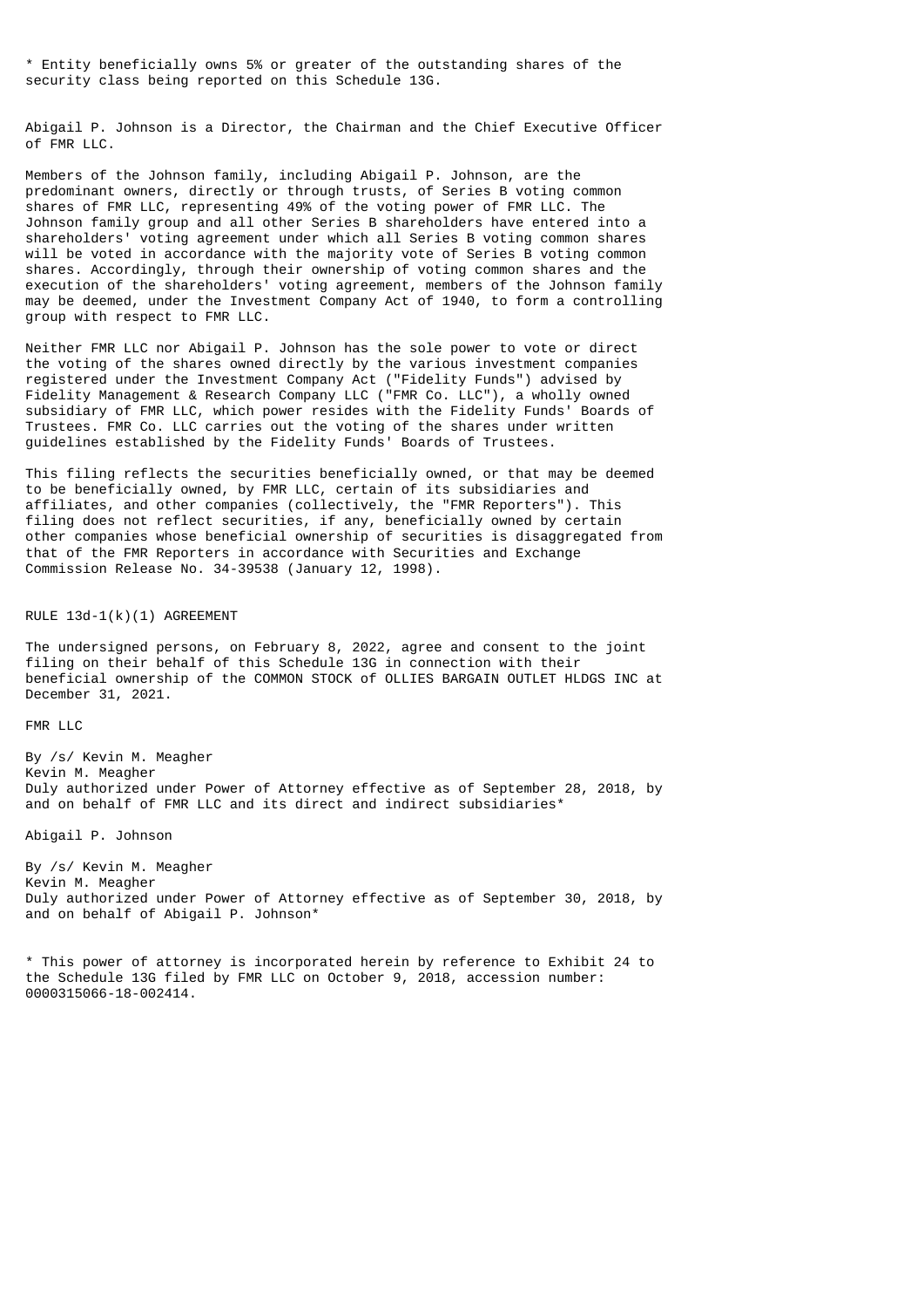* Entity beneficially owns 5% or greater of the outstanding shares of the security class being reported on this Schedule 13G.

Abigail P. Johnson is a Director, the Chairman and the Chief Executive Officer of FMR LLC.

Members of the Johnson family, including Abigail P. Johnson, are the predominant owners, directly or through trusts, of Series B voting common shares of FMR LLC, representing 49% of the voting power of FMR LLC. The Johnson family group and all other Series B shareholders have entered into a shareholders' voting agreement under which all Series B voting common shares will be voted in accordance with the majority vote of Series B voting common shares. Accordingly, through their ownership of voting common shares and the execution of the shareholders' voting agreement, members of the Johnson family may be deemed, under the Investment Company Act of 1940, to form a controlling group with respect to FMR LLC.

Neither FMR LLC nor Abigail P. Johnson has the sole power to vote or direct the voting of the shares owned directly by the various investment companies registered under the Investment Company Act ("Fidelity Funds") advised by Fidelity Management & Research Company LLC ("FMR Co. LLC"), a wholly owned subsidiary of FMR LLC, which power resides with the Fidelity Funds' Boards of Trustees. FMR Co. LLC carries out the voting of the shares under written guidelines established by the Fidelity Funds' Boards of Trustees.

This filing reflects the securities beneficially owned, or that may be deemed to be beneficially owned, by FMR LLC, certain of its subsidiaries and affiliates, and other companies (collectively, the "FMR Reporters"). This filing does not reflect securities, if any, beneficially owned by certain other companies whose beneficial ownership of securities is disaggregated from that of the FMR Reporters in accordance with Securities and Exchange Commission Release No. 34-39538 (January 12, 1998).

RULE 13d-1(k)(1) AGREEMENT

The undersigned persons, on February 8, 2022, agree and consent to the joint filing on their behalf of this Schedule 13G in connection with their beneficial ownership of the COMMON STOCK of OLLIES BARGAIN OUTLET HLDGS INC at December 31, 2021.

FMR LLC

By /s/ Kevin M. Meagher
Kevin M. Meagher
Duly authorized under Power of Attorney effective as of September 28, 2018, by and on behalf of FMR LLC and its direct and indirect subsidiaries*

Abigail P. Johnson

By /s/ Kevin M. Meagher
Kevin M. Meagher
Duly authorized under Power of Attorney effective as of September 30, 2018, by and on behalf of Abigail P. Johnson*

* This power of attorney is incorporated herein by reference to Exhibit 24 to the Schedule 13G filed by FMR LLC on October 9, 2018, accession number: 0000315066-18-002414.